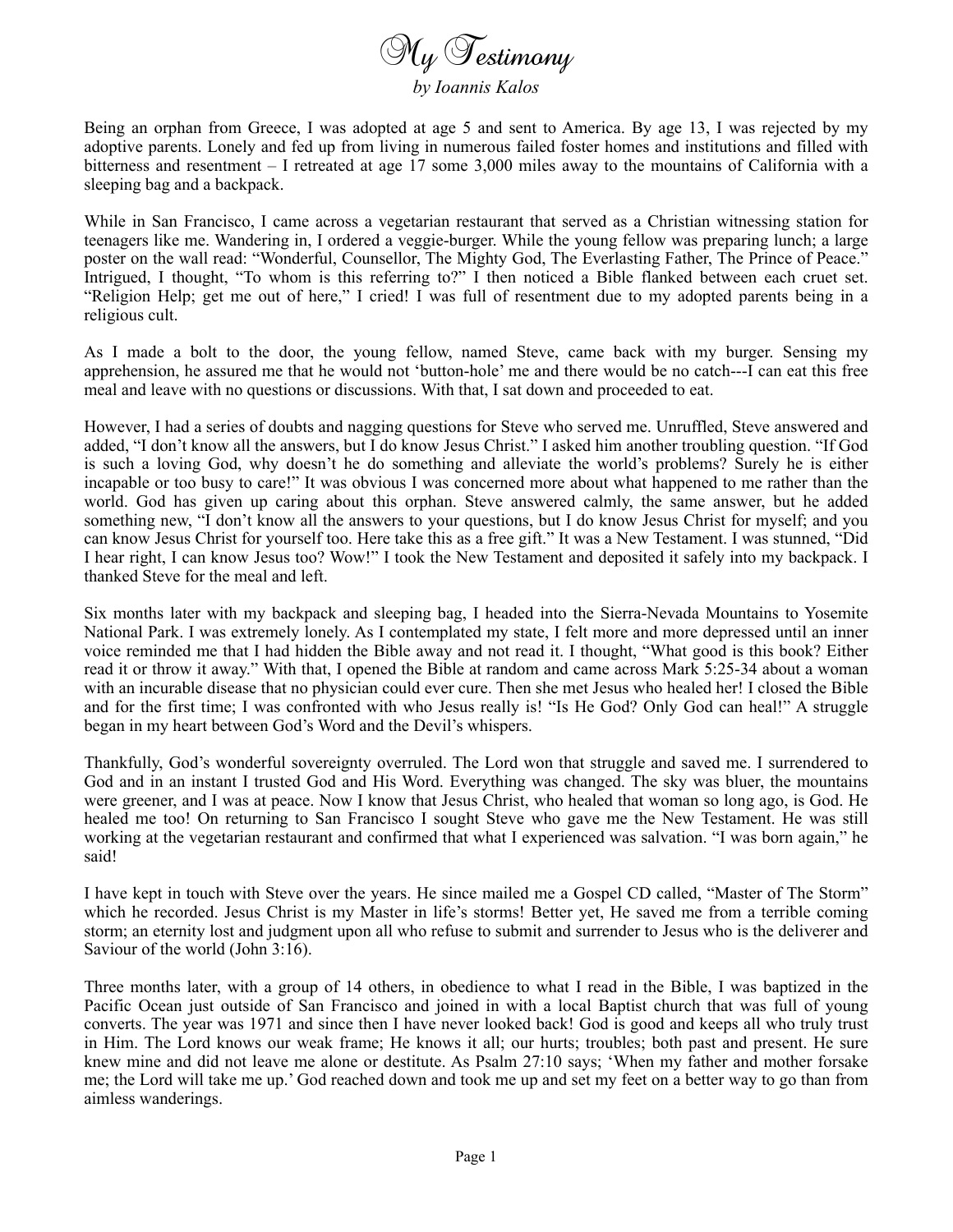# My Testimony

*by Ioannis Kalos*

Being an orphan from Greece, I was adopted at age 5 and sent to America. By age 13, I was rejected by my adoptive parents. Lonely and fed up from living in numerous failed foster homes and institutions and filled with bitterness and resentment – I retreated at age 17 some 3,000 miles away to the mountains of California with a sleeping bag and a backpack.

While in San Francisco, I came across a vegetarian restaurant that served as a Christian witnessing station for teenagers like me. Wandering in, I ordered a veggie-burger. While the young fellow was preparing lunch; a large poster on the wall read: "Wonderful, Counsellor, The Mighty God, The Everlasting Father, The Prince of Peace." Intrigued, I thought, "To whom is this referring to?" I then noticed a Bible flanked between each cruet set. "Religion Help; get me out of here," I cried! I was full of resentment due to my adopted parents being in a religious cult.

As I made a bolt to the door, the young fellow, named Steve, came back with my burger. Sensing my apprehension, he assured me that he would not 'button-hole' me and there would be no catch---I can eat this free meal and leave with no questions or discussions. With that, I sat down and proceeded to eat.

However, I had a series of doubts and nagging questions for Steve who served me. Unruffled, Steve answered and added, "I don't know all the answers, but I do know Jesus Christ." I asked him another troubling question. "If God is such a loving God, why doesn't he do something and alleviate the world's problems? Surely he is either incapable or too busy to care!" It was obvious I was concerned more about what happened to me rather than the world. God has given up caring about this orphan. Steve answered calmly, the same answer, but he added something new, "I don't know all the answers to your questions, but I do know Jesus Christ for myself; and you can know Jesus Christ for yourself too. Here take this as a free gift." It was a New Testament. I was stunned, "Did I hear right, I can know Jesus too? Wow!" I took the New Testament and deposited it safely into my backpack. I thanked Steve for the meal and left.

Six months later with my backpack and sleeping bag, I headed into the Sierra-Nevada Mountains to Yosemite National Park. I was extremely lonely. As I contemplated my state, I felt more and more depressed until an inner voice reminded me that I had hidden the Bible away and not read it. I thought, "What good is this book? Either read it or throw it away." With that, I opened the Bible at random and came across Mark 5:25-34 about a woman with an incurable disease that no physician could ever cure. Then she met Jesus who healed her! I closed the Bible and for the first time; I was confronted with who Jesus really is! "Is He God? Only God can heal!" A struggle began in my heart between God's Word and the Devil's whispers.

Thankfully, God's wonderful sovereignty overruled. The Lord won that struggle and saved me. I surrendered to God and in an instant I trusted God and His Word. Everything was changed. The sky was bluer, the mountains were greener, and I was at peace. Now I know that Jesus Christ, who healed that woman so long ago, is God. He healed me too! On returning to San Francisco I sought Steve who gave me the New Testament. He was still working at the vegetarian restaurant and confirmed that what I experienced was salvation. "I was born again," he said!

I have kept in touch with Steve over the years. He since mailed me a Gospel CD called, "Master of The Storm" which he recorded. Jesus Christ is my Master in life's storms! Better yet, He saved me from a terrible coming storm; an eternity lost and judgment upon all who refuse to submit and surrender to Jesus who is the deliverer and Saviour of the world (John 3:16).

Three months later, with a group of 14 others, in obedience to what I read in the Bible, I was baptized in the Pacific Ocean just outside of San Francisco and joined in with a local Baptist church that was full of young converts. The year was 1971 and since then I have never looked back! God is good and keeps all who truly trust in Him. The Lord knows our weak frame; He knows it all; our hurts; troubles; both past and present. He sure knew mine and did not leave me alone or destitute. As Psalm 27:10 says; 'When my father and mother forsake me; the Lord will take me up.' God reached down and took me up and set my feet on a better way to go than from aimless wanderings.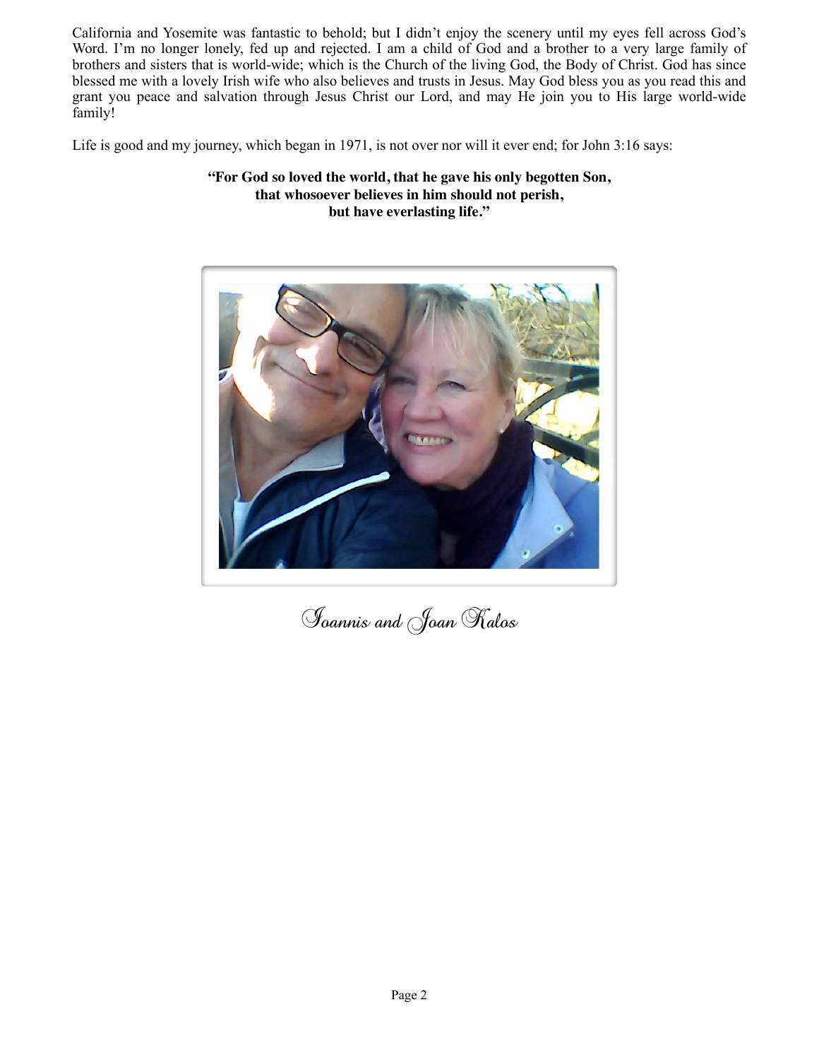California and Yosemite was fantastic to behold; but I didn't enjoy the scenery until my eyes fell across God's Word. I'm no longer lonely, fed up and rejected. I am a child of God and a brother to a very large family of brothers and sisters that is world-wide; which is the Church of the living God, the Body of Christ. God has since blessed me with a lovely Irish wife who also believes and trusts in Jesus. May God bless you as you read this and grant you peace and salvation through Jesus Christ our Lord, and may He join you to His large world-wide family!

Life is good and my journey, which began in 1971, is not over nor will it ever end; for John 3:16 says:

**"For God so loved the world, that he gave his only begotten Son, that whosoever believes in him should not perish, but have everlasting life."**

*Ioannis and Joan Kalos*